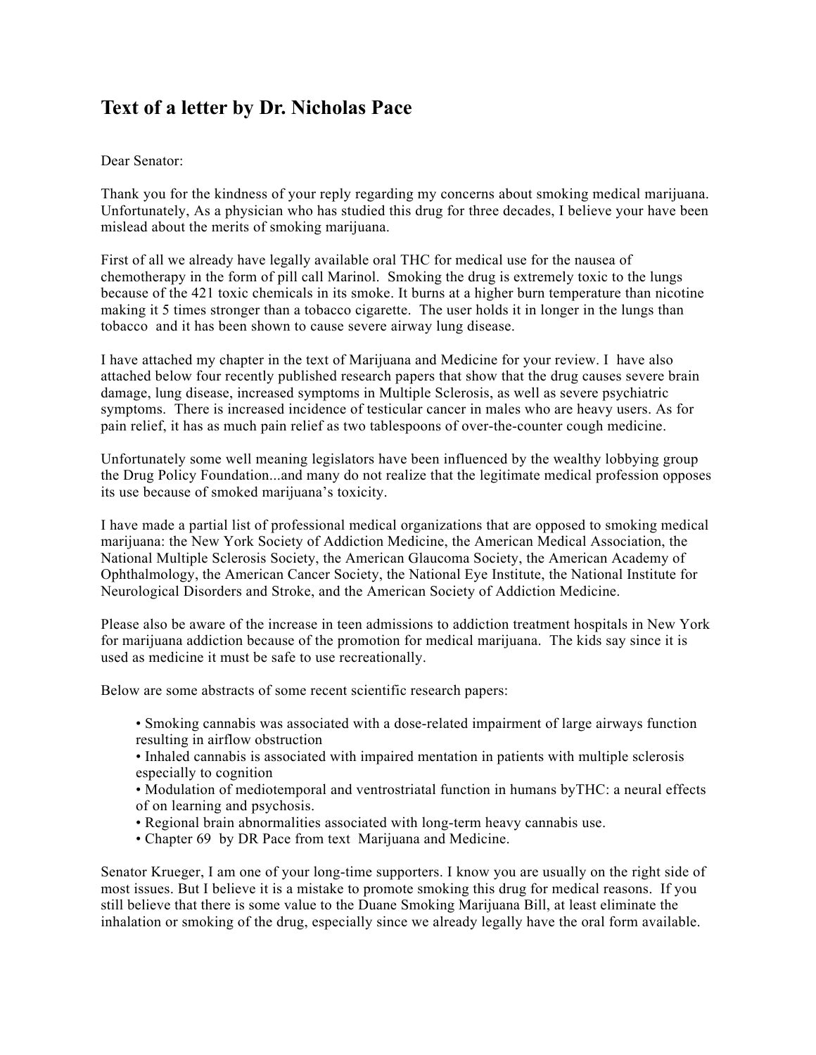# Text of a letter by Dr. Nicholas Pace

Dear Senator:

Thank you for the kindness of your reply regarding my concerns about smoking medical marijuana. Unfortunately, As a physician who has studied this drug for three decades, I believe your have been mislead about the merits of smoking marijuana.

First of all we already have legally available oral THC for medical use for the nausea of chemotherapy in the form of pill call Marinol. Smoking the drug is extremely toxic to the lungs because of the 421 toxic chemicals in its smoke. It burns at a higher burn temperature than nicotine making it 5 times stronger than a tobacco cigarette. The user holds it in longer in the lungs than tobacco and it has been shown to cause severe airway lung disease.

I have attached my chapter in the text of Marijuana and Medicine for your review. I have also attached below four recently published research papers that show that the drug causes severe brain damage, lung disease, increased symptoms in Multiple Sclerosis, as well as severe psychiatric symptoms. There is increased incidence of testicular cancer in males who are heavy users. As for pain relief, it has as much pain relief as two tablespoons of over-the-counter cough medicine.

Unfortunately some well meaning legislators have been influenced by the wealthy lobbying group the Drug Policy Foundation...and many do not realize that the legitimate medical profession opposes its use because of smoked marijuana's toxicity.

I have made a partial list of professional medical organizations that are opposed to smoking medical marijuana: the New York Society of Addiction Medicine, the American Medical Association, the National Multiple Sclerosis Society, the American Glaucoma Society, the American Academy of Ophthalmology, the American Cancer Society, the National Eye Institute, the National Institute for Neurological Disorders and Stroke, and the American Society of Addiction Medicine.

Please also be aware of the increase in teen admissions to addiction treatment hospitals in New York for marijuana addiction because of the promotion for medical marijuana. The kids say since it is used as medicine it must be safe to use recreationally.

Below are some abstracts of some recent scientific research papers:

- Smoking cannabis was associated with a dose-related impairment of large airways function resulting in airflow obstruction
- Inhaled cannabis is associated with impaired mentation in patients with multiple sclerosis especially to cognition
- Modulation of mediotemporal and ventrostriatal function in humans byTHC: a neural effects of on learning and psychosis.
- Regional brain abnormalities associated with long-term heavy cannabis use.
- Chapter 69 by DR Pace from text Marijuana and Medicine.

Senator Krueger, I am one of your long-time supporters. I know you are usually on the right side of most issues. But I believe it is a mistake to promote smoking this drug for medical reasons. If you still believe that there is some value to the Duane Smoking Marijuana Bill, at least eliminate the inhalation or smoking of the drug, especially since we already legally have the oral form available.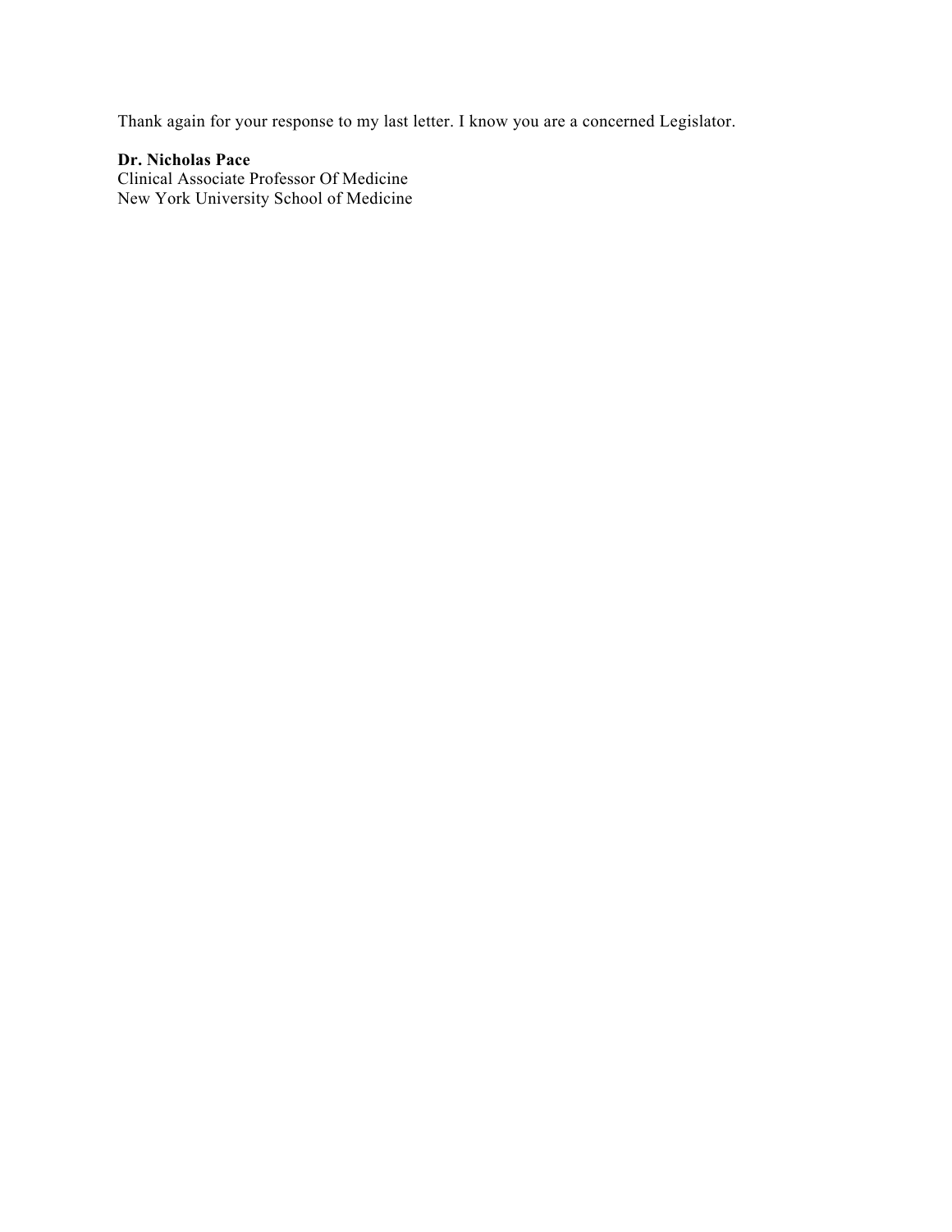Thank again for your response to my last letter. I know you are a concerned Legislator.

**Dr. Nicholas Pace**
Clinical Associate Professor Of Medicine
New York University School of Medicine